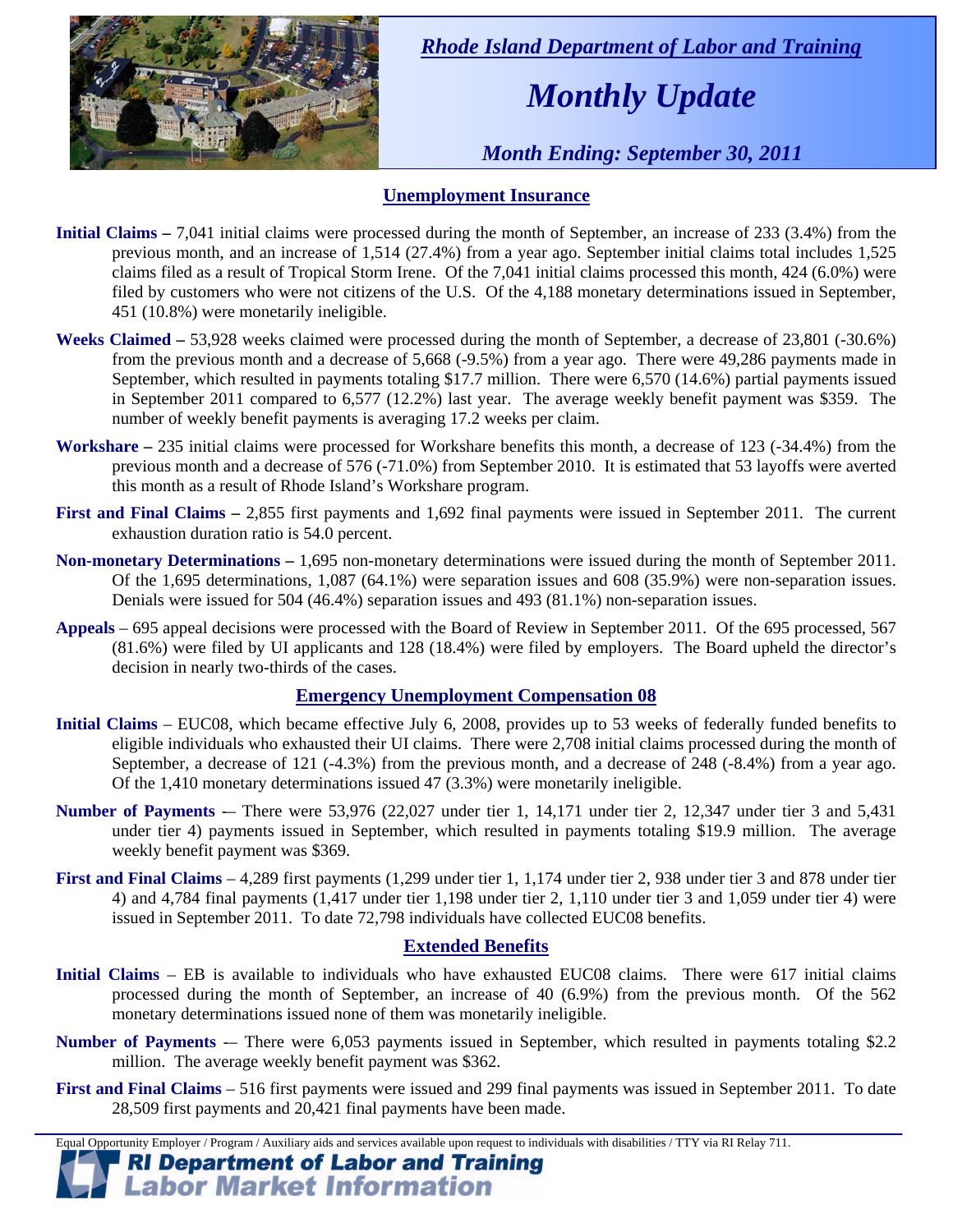*Rhode Island Department of Labor and Training*

# *Monthly Update*

*Month Ending: September 30, 2011*

## Unemployment Insurance

**Initial Claims –** 7,041 initial claims were processed during the month of September, an increase of 233 (3.4%) from the previous month, and an increase of 1,514 (27.4%) from a year ago. September initial claims total includes 1,525 claims filed as a result of Tropical Storm Irene. Of the 7,041 initial claims processed this month, 424 (6.0%) were filed by customers who were not citizens of the U.S. Of the 4,188 monetary determinations issued in September, 451 (10.8%) were monetarily ineligible.

**Weeks Claimed –** 53,928 weeks claimed were processed during the month of September, a decrease of 23,801 (-30.6%) from the previous month and a decrease of 5,668 (-9.5%) from a year ago. There were 49,286 payments made in September, which resulted in payments totaling $17.7 million. There were 6,570 (14.6%) partial payments issued in September 2011 compared to 6,577 (12.2%) last year. The average weekly benefit payment was $359. The number of weekly benefit payments is averaging 17.2 weeks per claim.

**Workshare –** 235 initial claims were processed for Workshare benefits this month, a decrease of 123 (-34.4%) from the previous month and a decrease of 576 (-71.0%) from September 2010. It is estimated that 53 layoffs were averted this month as a result of Rhode Island's Workshare program.

**First and Final Claims –** 2,855 first payments and 1,692 final payments were issued in September 2011. The current exhaustion duration ratio is 54.0 percent.

**Non-monetary Determinations –** 1,695 non-monetary determinations were issued during the month of September 2011. Of the 1,695 determinations, 1,087 (64.1%) were separation issues and 608 (35.9%) were non-separation issues. Denials were issued for 504 (46.4%) separation issues and 493 (81.1%) non-separation issues.

**Appeals** – 695 appeal decisions were processed with the Board of Review in September 2011. Of the 695 processed, 567 (81.6%) were filed by UI applicants and 128 (18.4%) were filed by employers. The Board upheld the director's decision in nearly two-thirds of the cases.

## Emergency Unemployment Compensation 08

**Initial Claims** – EUC08, which became effective July 6, 2008, provides up to 53 weeks of federally funded benefits to eligible individuals who exhausted their UI claims. There were 2,708 initial claims processed during the month of September, a decrease of 121 (-4.3%) from the previous month, and a decrease of 248 (-8.4%) from a year ago. Of the 1,410 monetary determinations issued 47 (3.3%) were monetarily ineligible.

**Number of Payments** -– There were 53,976 (22,027 under tier 1, 14,171 under tier 2, 12,347 under tier 3 and 5,431 under tier 4) payments issued in September, which resulted in payments totaling $19.9 million. The average weekly benefit payment was $369.

**First and Final Claims** – 4,289 first payments (1,299 under tier 1, 1,174 under tier 2, 938 under tier 3 and 878 under tier 4) and 4,784 final payments (1,417 under tier 1,198 under tier 2, 1,110 under tier 3 and 1,059 under tier 4) were issued in September 2011. To date 72,798 individuals have collected EUC08 benefits.

## Extended Benefits

**Initial Claims** – EB is available to individuals who have exhausted EUC08 claims. There were 617 initial claims processed during the month of September, an increase of 40 (6.9%) from the previous month. Of the 562 monetary determinations issued none of them was monetarily ineligible.

**Number of Payments** -– There were 6,053 payments issued in September, which resulted in payments totaling $2.2 million. The average weekly benefit payment was $362.

**First and Final Claims** – 516 first payments were issued and 299 final payments was issued in September 2011. To date 28,509 first payments and 20,421 final payments have been made.

Equal Opportunity Employer / Program / Auxiliary aids and services available upon request to individuals with disabilities / TTY via RI Relay 711.

**RI Department of Labor and Training**
**Labor Market Information**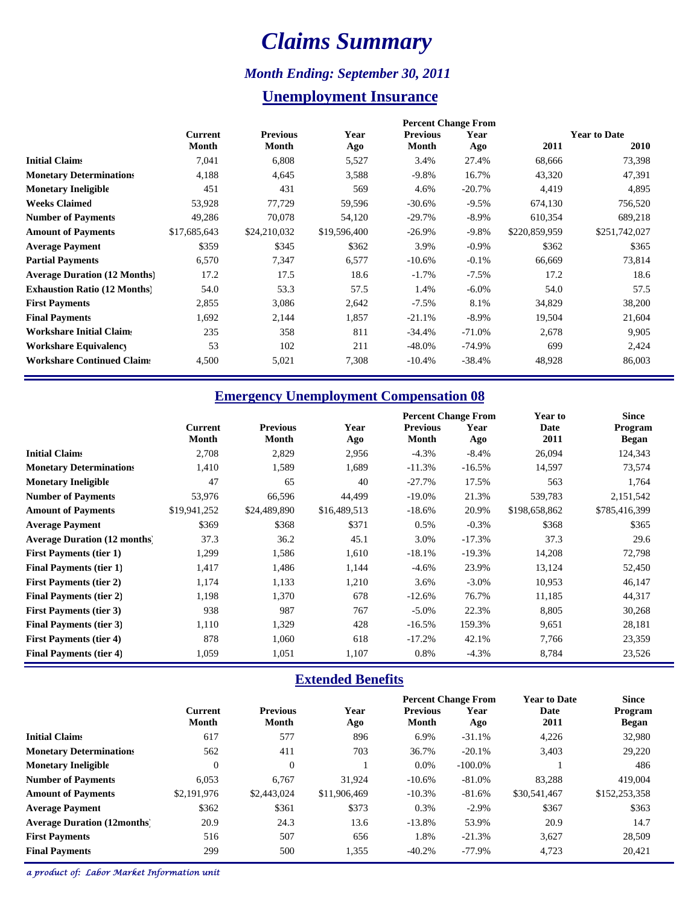# *Claims Summary*

## *Month Ending: September 30, 2011*

## Unemployment Insurance

| | Current Month | Previous Month | Year Ago | Percent Change From Previous Month | Percent Change From Year Ago | Year to Date 2011 | Year to Date 2010 |
|---|---|---|---|---|---|---|---|
| **Initial Claims** | 7,041 | 6,808 | 5,527 | 3.4% | 27.4% | 68,666 | 73,398 |
| **Monetary Determinations** | 4,188 | 4,645 | 3,588 | -9.8% | 16.7% | 43,320 | 47,391 |
| **Monetary Ineligible** | 451 | 431 | 569 | 4.6% | -20.7% | 4,419 | 4,895 |
| **Weeks Claimed** | 53,928 | 77,729 | 59,596 | -30.6% | -9.5% | 674,130 | 756,520 |
| **Number of Payments** | 49,286 | 70,078 | 54,120 | -29.7% | -8.9% | 610,354 | 689,218 |
| **Amount of Payments** | $17,685,643 | $24,210,032 | $19,596,400 | -26.9% | -9.8% | $220,859,959 | $251,742,027 |
| **Average Payment** | $359 | $345 | $362 | 3.9% | -0.9% | $362 | $365 |
| **Partial Payments** | 6,570 | 7,347 | 6,577 | -10.6% | -0.1% | 66,669 | 73,814 |
| **Average Duration (12 Months)** | 17.2 | 17.5 | 18.6 | -1.7% | -7.5% | 17.2 | 18.6 |
| **Exhaustion Ratio (12 Months)** | 54.0 | 53.3 | 57.5 | 1.4% | -6.0% | 54.0 | 57.5 |
| **First Payments** | 2,855 | 3,086 | 2,642 | -7.5% | 8.1% | 34,829 | 38,200 |
| **Final Payments** | 1,692 | 2,144 | 1,857 | -21.1% | -8.9% | 19,504 | 21,604 |
| **Workshare Initial Claims** | 235 | 358 | 811 | -34.4% | -71.0% | 2,678 | 9,905 |
| **Workshare Equivalency** | 53 | 102 | 211 | -48.0% | -74.9% | 699 | 2,424 |
| **Workshare Continued Claims** | 4,500 | 5,021 | 7,308 | -10.4% | -38.4% | 48,928 | 86,003 |

## Emergency Unemployment Compensation 08

| | Current Month | Previous Month | Year Ago | Percent Change From Previous Month | Percent Change From Year Ago | Year to Date 2011 | Since Program Began |
|---|---|---|---|---|---|---|---|
| **Initial Claims** | 2,708 | 2,829 | 2,956 | -4.3% | -8.4% | 26,094 | 124,343 |
| **Monetary Determinations** | 1,410 | 1,589 | 1,689 | -11.3% | -16.5% | 14,597 | 73,574 |
| **Monetary Ineligible** | 47 | 65 | 40 | -27.7% | 17.5% | 563 | 1,764 |
| **Number of Payments** | 53,976 | 66,596 | 44,499 | -19.0% | 21.3% | 539,783 | 2,151,542 |
| **Amount of Payments** | $19,941,252 | $24,489,890 | $16,489,513 | -18.6% | 20.9% | $198,658,862 | $785,416,399 |
| **Average Payment** | $369 | $368 | $371 | 0.5% | -0.3% | $368 | $365 |
| **Average Duration (12 months)** | 37.3 | 36.2 | 45.1 | 3.0% | -17.3% | 37.3 | 29.6 |
| **First Payments (tier 1)** | 1,299 | 1,586 | 1,610 | -18.1% | -19.3% | 14,208 | 72,798 |
| **Final Payments (tier 1)** | 1,417 | 1,486 | 1,144 | -4.6% | 23.9% | 13,124 | 52,450 |
| **First Payments (tier 2)** | 1,174 | 1,133 | 1,210 | 3.6% | -3.0% | 10,953 | 46,147 |
| **Final Payments (tier 2)** | 1,198 | 1,370 | 678 | -12.6% | 76.7% | 11,185 | 44,317 |
| **First Payments (tier 3)** | 938 | 987 | 767 | -5.0% | 22.3% | 8,805 | 30,268 |
| **Final Payments (tier 3)** | 1,110 | 1,329 | 428 | -16.5% | 159.3% | 9,651 | 28,181 |
| **First Payments (tier 4)** | 878 | 1,060 | 618 | -17.2% | 42.1% | 7,766 | 23,359 |
| **Final Payments (tier 4)** | 1,059 | 1,051 | 1,107 | 0.8% | -4.3% | 8,784 | 23,526 |

## Extended Benefits

| | Current Month | Previous Month | Year Ago | Percent Change From Previous Month | Percent Change From Year Ago | Year to Date 2011 | Since Program Began |
|---|---|---|---|---|---|---|---|
| **Initial Claims** | 617 | 577 | 896 | 6.9% | -31.1% | 4,226 | 32,980 |
| **Monetary Determinations** | 562 | 411 | 703 | 36.7% | -20.1% | 3,403 | 29,220 |
| **Monetary Ineligible** | 0 | 0 | 1 | 0.0% | -100.0% | 1 | 486 |
| **Number of Payments** | 6,053 | 6,767 | 31,924 | -10.6% | -81.0% | 83,288 | 419,004 |
| **Amount of Payments** | $2,191,976 | $2,443,024 | $11,906,469 | -10.3% | -81.6% | $30,541,467 | $152,253,358 |
| **Average Payment** | $362 | $361 | $373 | 0.3% | -2.9% | $367 | $363 |
| **Average Duration (12months)** | 20.9 | 24.3 | 13.6 | -13.8% | 53.9% | 20.9 | 14.7 |
| **First Payments** | 516 | 507 | 656 | 1.8% | -21.3% | 3,627 | 28,509 |
| **Final Payments** | 299 | 500 | 1,355 | -40.2% | -77.9% | 4,723 | 20,421 |

*a product of: Labor Market Information unit*